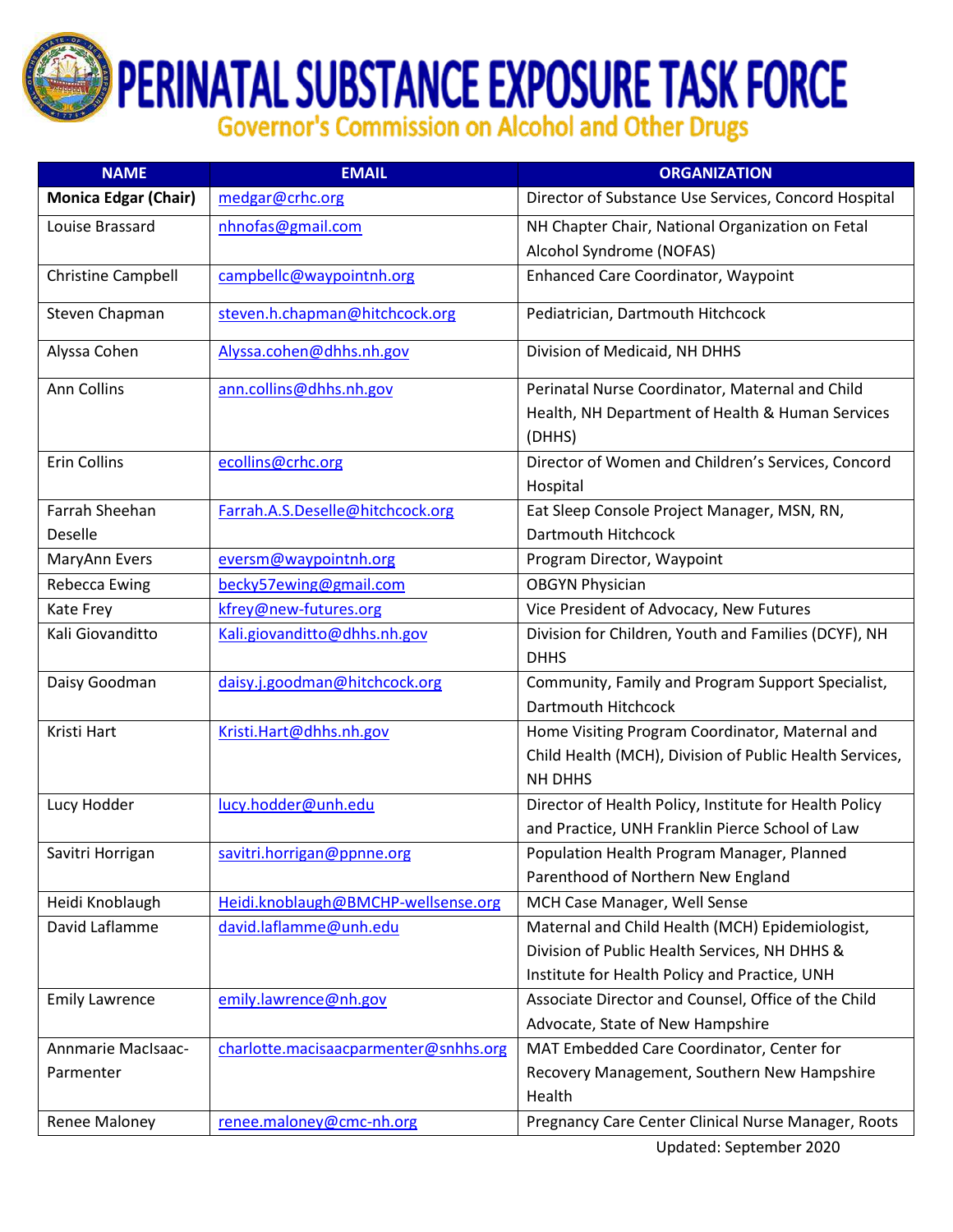# PERINATAL SUBSTANCE EXPOSURE TASK FORCE

## Governor's Commission on Alcohol and Other Drugs

| NAME | EMAIL | ORGANIZATION |
|---|---|---|
| **Monica Edgar (Chair)** | medgar@crhc.org | Director of Substance Use Services, Concord Hospital |
| Louise Brassard | nhnofas@gmail.com | NH Chapter Chair, National Organization on Fetal Alcohol Syndrome (NOFAS) |
| Christine Campbell | campbellc@waypointnh.org | Enhanced Care Coordinator, Waypoint |
| Steven Chapman | steven.h.chapman@hitchcock.org | Pediatrician, Dartmouth Hitchcock |
| Alyssa Cohen | Alyssa.cohen@dhhs.nh.gov | Division of Medicaid, NH DHHS |
| Ann Collins | ann.collins@dhhs.nh.gov | Perinatal Nurse Coordinator, Maternal and Child Health, NH Department of Health & Human Services (DHHS) |
| Erin Collins | ecollins@crhc.org | Director of Women and Children's Services, Concord Hospital |
| Farrah Sheehan Deselle | Farrah.A.S.Deselle@hitchcock.org | Eat Sleep Console Project Manager, MSN, RN, Dartmouth Hitchcock |
| MaryAnn Evers | eversm@waypointnh.org | Program Director, Waypoint |
| Rebecca Ewing | becky57ewing@gmail.com | OBGYN Physician |
| Kate Frey | kfrey@new-futures.org | Vice President of Advocacy, New Futures |
| Kali Giovanditto | Kali.giovanditto@dhhs.nh.gov | Division for Children, Youth and Families (DCYF), NH DHHS |
| Daisy Goodman | daisy.j.goodman@hitchcock.org | Community, Family and Program Support Specialist, Dartmouth Hitchcock |
| Kristi Hart | Kristi.Hart@dhhs.nh.gov | Home Visiting Program Coordinator, Maternal and Child Health (MCH), Division of Public Health Services, NH DHHS |
| Lucy Hodder | lucy.hodder@unh.edu | Director of Health Policy, Institute for Health Policy and Practice, UNH Franklin Pierce School of Law |
| Savitri Horrigan | savitri.horrigan@ppnne.org | Population Health Program Manager, Planned Parenthood of Northern New England |
| Heidi Knoblaugh | Heidi.knoblaugh@BMCHP-wellsense.org | MCH Case Manager, Well Sense |
| David Laflamme | david.laflamme@unh.edu | Maternal and Child Health (MCH) Epidemiologist, Division of Public Health Services, NH DHHS & Institute for Health Policy and Practice, UNH |
| Emily Lawrence | emily.lawrence@nh.gov | Associate Director and Counsel, Office of the Child Advocate, State of New Hampshire |
| Annmarie MacIsaac-Parmenter | charlotte.macisaacparmenter@snhhs.org | MAT Embedded Care Coordinator, Center for Recovery Management, Southern New Hampshire Health |
| Renee Maloney | renee.maloney@cmc-nh.org | Pregnancy Care Center Clinical Nurse Manager, Roots |

Updated: September 2020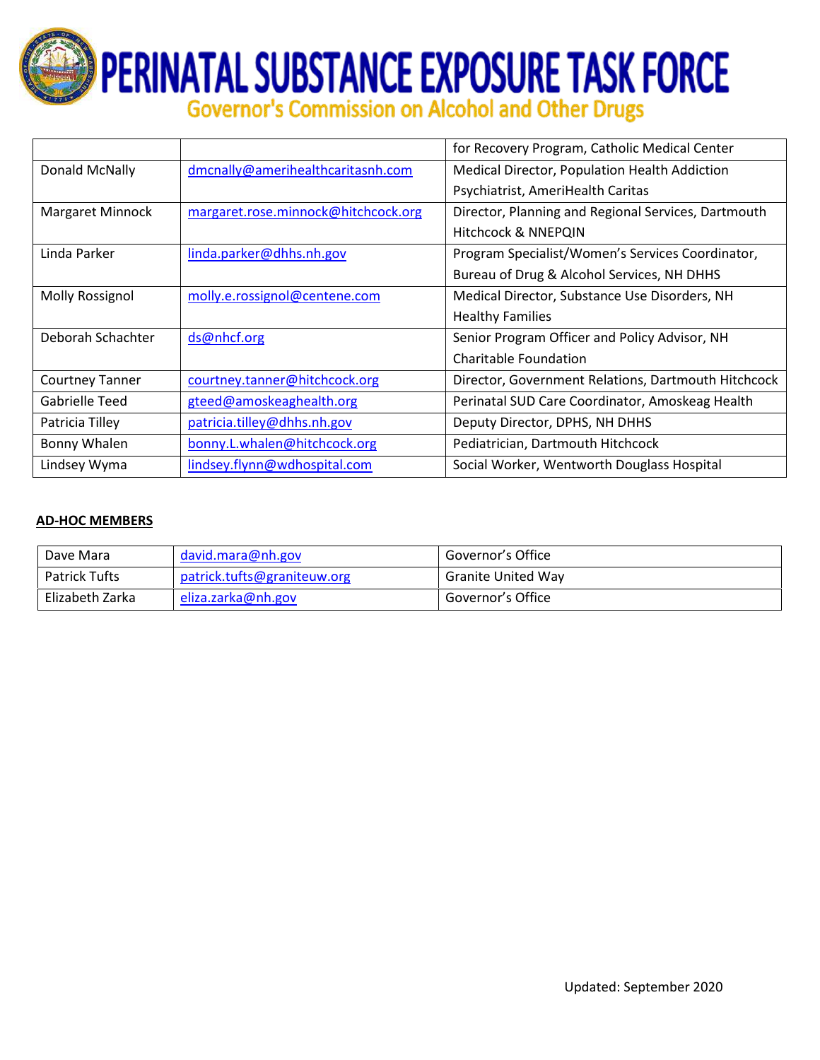| | | |
|---|---|---|
| | | for Recovery Program, Catholic Medical Center |
| Donald McNally | dmcnally@amerihealthcaritasnh.com | Medical Director, Population Health Addiction Psychiatrist, AmeriHealth Caritas |
| Margaret Minnock | margaret.rose.minnock@hitchcock.org | Director, Planning and Regional Services, Dartmouth Hitchcock & NNEPQIN |
| Linda Parker | linda.parker@dhhs.nh.gov | Program Specialist/Women's Services Coordinator, Bureau of Drug & Alcohol Services, NH DHHS |
| Molly Rossignol | molly.e.rossignol@centene.com | Medical Director, Substance Use Disorders, NH Healthy Families |
| Deborah Schachter | ds@nhcf.org | Senior Program Officer and Policy Advisor, NH Charitable Foundation |
| Courtney Tanner | courtney.tanner@hitchcock.org | Director, Government Relations, Dartmouth Hitchcock |
| Gabrielle Teed | gteed@amoskeaghealth.org | Perinatal SUD Care Coordinator, Amoskeag Health |
| Patricia Tilley | patricia.tilley@dhhs.nh.gov | Deputy Director, DPHS, NH DHHS |
| Bonny Whalen | bonny.L.whalen@hitchcock.org | Pediatrician, Dartmouth Hitchcock |
| Lindsey Wyma | lindsey.flynn@wdhospital.com | Social Worker, Wentworth Douglass Hospital |

**AD-HOC MEMBERS**

| | | |
|---|---|---|
| Dave Mara | david.mara@nh.gov | Governor's Office |
| Patrick Tufts | patrick.tufts@graniteuw.org | Granite United Way |
| Elizabeth Zarka | eliza.zarka@nh.gov | Governor's Office |

Updated: September 2020